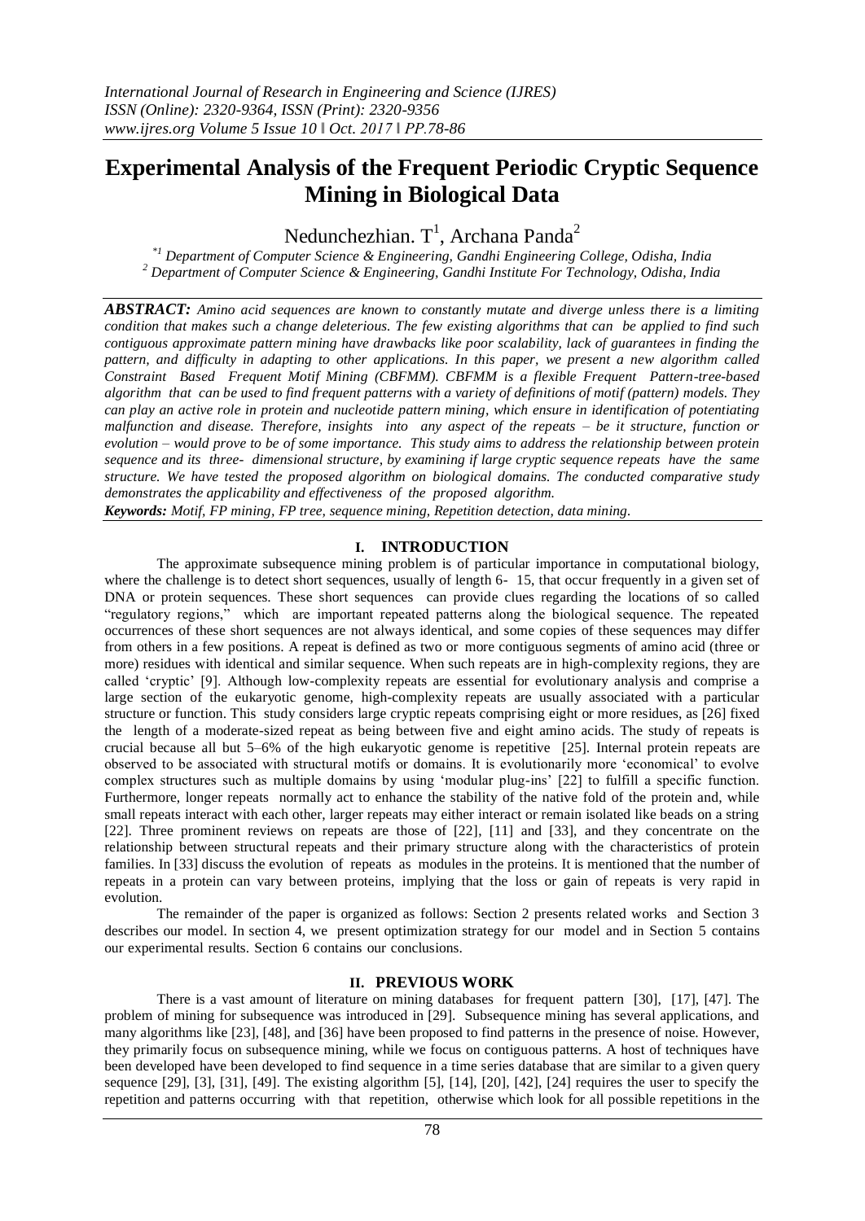# Experimental Analysis of the Frequent Periodic Cryptic Sequence Mining in Biological Data

Nedunchezhian. T[1], Archana Panda[2]

[*1] Department of Computer Science & Engineering, Gandhi Engineering College, Odisha, India
[2] Department of Computer Science & Engineering, Gandhi Institute For Technology, Odisha, India

***ABSTRACT:*** *Amino acid sequences are known to constantly mutate and diverge unless there is a limiting condition that makes such a change deleterious. The few existing algorithms that can be applied to find such contiguous approximate pattern mining have drawbacks like poor scalability, lack of guarantees in finding the pattern, and difficulty in adapting to other applications. In this paper, we present a new algorithm called Constraint Based Frequent Motif Mining (CBFMM). CBFMM is a flexible Frequent Pattern-tree-based algorithm that can be used to find frequent patterns with a variety of definitions of motif (pattern) models. They can play an active role in protein and nucleotide pattern mining, which ensure in identification of potentiating malfunction and disease. Therefore, insights into any aspect of the repeats – be it structure, function or evolution – would prove to be of some importance. This study aims to address the relationship between protein sequence and its three- dimensional structure, by examining if large cryptic sequence repeats have the same structure. We have tested the proposed algorithm on biological domains. The conducted comparative study demonstrates the applicability and effectiveness of the proposed algorithm.*

***Keywords:*** *Motif, FP mining, FP tree, sequence mining, Repetition detection, data mining.*

## I. INTRODUCTION

The approximate subsequence mining problem is of particular importance in computational biology, where the challenge is to detect short sequences, usually of length 6- 15, that occur frequently in a given set of DNA or protein sequences. These short sequences can provide clues regarding the locations of so called "regulatory regions," which are important repeated patterns along the biological sequence. The repeated occurrences of these short sequences are not always identical, and some copies of these sequences may differ from others in a few positions. A repeat is defined as two or more contiguous segments of amino acid (three or more) residues with identical and similar sequence. When such repeats are in high-complexity regions, they are called 'cryptic' [9]. Although low-complexity repeats are essential for evolutionary analysis and comprise a large section of the eukaryotic genome, high-complexity repeats are usually associated with a particular structure or function. This study considers large cryptic repeats comprising eight or more residues, as [26] fixed the length of a moderate-sized repeat as being between five and eight amino acids. The study of repeats is crucial because all but 5–6% of the high eukaryotic genome is repetitive [25]. Internal protein repeats are observed to be associated with structural motifs or domains. It is evolutionarily more 'economical' to evolve complex structures such as multiple domains by using 'modular plug-ins' [22] to fulfill a specific function. Furthermore, longer repeats normally act to enhance the stability of the native fold of the protein and, while small repeats interact with each other, larger repeats may either interact or remain isolated like beads on a string [22]. Three prominent reviews on repeats are those of [22], [11] and [33], and they concentrate on the relationship between structural repeats and their primary structure along with the characteristics of protein families. In [33] discuss the evolution of repeats as modules in the proteins. It is mentioned that the number of repeats in a protein can vary between proteins, implying that the loss or gain of repeats is very rapid in evolution.

The remainder of the paper is organized as follows: Section 2 presents related works and Section 3 describes our model. In section 4, we present optimization strategy for our model and in Section 5 contains our experimental results. Section 6 contains our conclusions.

## II. PREVIOUS WORK

There is a vast amount of literature on mining databases for frequent pattern [30], [17], [47]. The problem of mining for subsequence was introduced in [29]. Subsequence mining has several applications, and many algorithms like [23], [48], and [36] have been proposed to find patterns in the presence of noise. However, they primarily focus on subsequence mining, while we focus on contiguous patterns. A host of techniques have been developed have been developed to find sequence in a time series database that are similar to a given query sequence [29], [3], [31], [49]. The existing algorithm [5], [14], [20], [42], [24] requires the user to specify the repetition and patterns occurring with that repetition, otherwise which look for all possible repetitions in the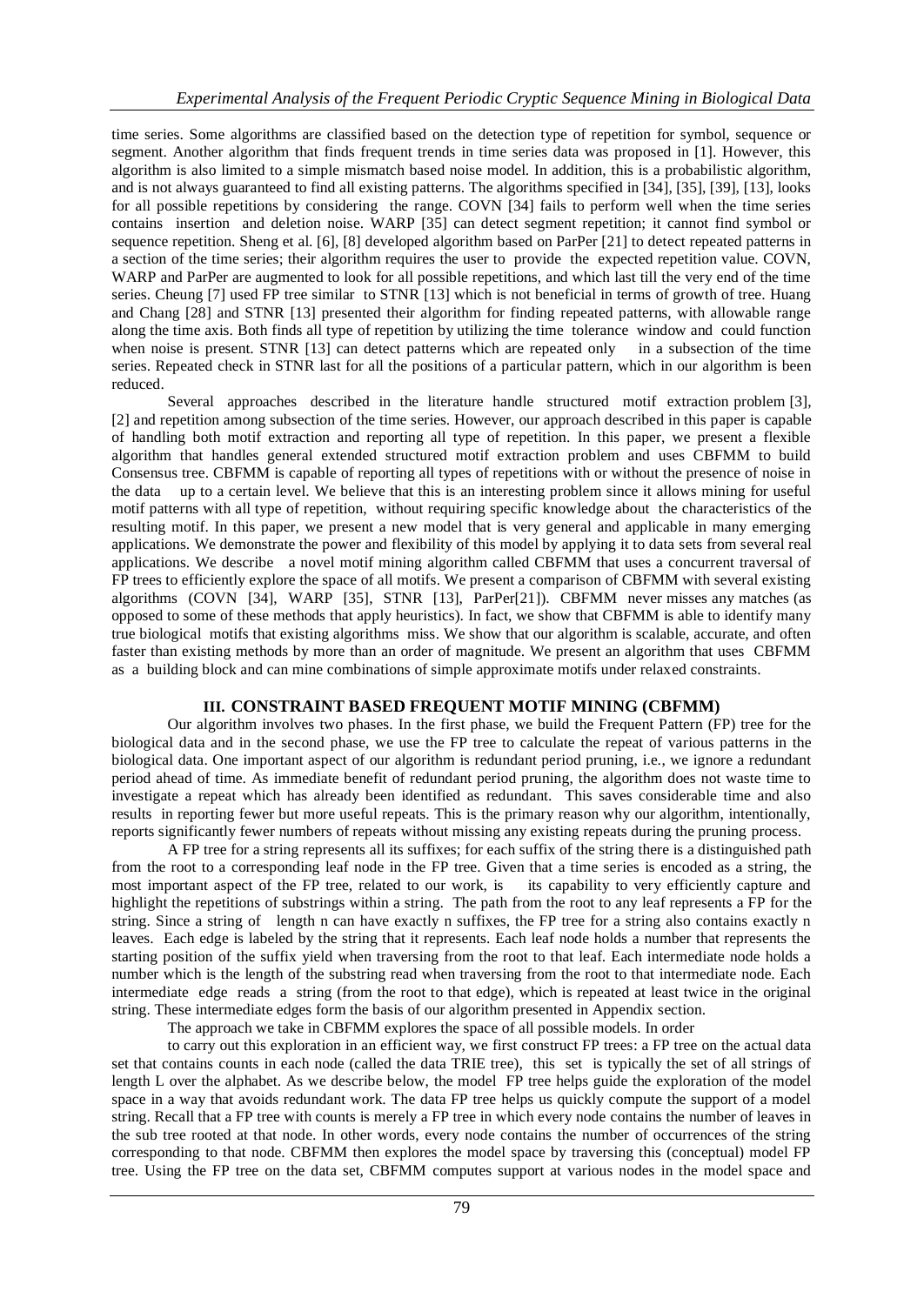time series. Some algorithms are classified based on the detection type of repetition for symbol, sequence or segment. Another algorithm that finds frequent trends in time series data was proposed in [1]. However, this algorithm is also limited to a simple mismatch based noise model. In addition, this is a probabilistic algorithm, and is not always guaranteed to find all existing patterns. The algorithms specified in [34], [35], [39], [13], looks for all possible repetitions by considering the range. COVN [34] fails to perform well when the time series contains insertion and deletion noise. WARP [35] can detect segment repetition; it cannot find symbol or sequence repetition. Sheng et al. [6], [8] developed algorithm based on ParPer [21] to detect repeated patterns in a section of the time series; their algorithm requires the user to provide the expected repetition value. COVN, WARP and ParPer are augmented to look for all possible repetitions, and which last till the very end of the time series. Cheung [7] used FP tree similar to STNR [13] which is not beneficial in terms of growth of tree. Huang and Chang [28] and STNR [13] presented their algorithm for finding repeated patterns, with allowable range along the time axis. Both finds all type of repetition by utilizing the time tolerance window and could function when noise is present. STNR [13] can detect patterns which are repeated only in a subsection of the time series. Repeated check in STNR last for all the positions of a particular pattern, which in our algorithm is been reduced.

Several approaches described in the literature handle structured motif extraction problem [3], [2] and repetition among subsection of the time series. However, our approach described in this paper is capable of handling both motif extraction and reporting all type of repetition. In this paper, we present a flexible algorithm that handles general extended structured motif extraction problem and uses CBFMM to build Consensus tree. CBFMM is capable of reporting all types of repetitions with or without the presence of noise in the data up to a certain level. We believe that this is an interesting problem since it allows mining for useful motif patterns with all type of repetition, without requiring specific knowledge about the characteristics of the resulting motif. In this paper, we present a new model that is very general and applicable in many emerging applications. We demonstrate the power and flexibility of this model by applying it to data sets from several real applications. We describe a novel motif mining algorithm called CBFMM that uses a concurrent traversal of FP trees to efficiently explore the space of all motifs. We present a comparison of CBFMM with several existing algorithms (COVN [34], WARP [35], STNR [13], ParPer[21]). CBFMM never misses any matches (as opposed to some of these methods that apply heuristics). In fact, we show that CBFMM is able to identify many true biological motifs that existing algorithms miss. We show that our algorithm is scalable, accurate, and often faster than existing methods by more than an order of magnitude. We present an algorithm that uses CBFMM as a building block and can mine combinations of simple approximate motifs under relaxed constraints.

## III. CONSTRAINT BASED FREQUENT MOTIF MINING (CBFMM)

Our algorithm involves two phases. In the first phase, we build the Frequent Pattern (FP) tree for the biological data and in the second phase, we use the FP tree to calculate the repeat of various patterns in the biological data. One important aspect of our algorithm is redundant period pruning, i.e., we ignore a redundant period ahead of time. As immediate benefit of redundant period pruning, the algorithm does not waste time to investigate a repeat which has already been identified as redundant. This saves considerable time and also results in reporting fewer but more useful repeats. This is the primary reason why our algorithm, intentionally, reports significantly fewer numbers of repeats without missing any existing repeats during the pruning process.

A FP tree for a string represents all its suffixes; for each suffix of the string there is a distinguished path from the root to a corresponding leaf node in the FP tree. Given that a time series is encoded as a string, the most important aspect of the FP tree, related to our work, is its capability to very efficiently capture and highlight the repetitions of substrings within a string. The path from the root to any leaf represents a FP for the string. Since a string of length n can have exactly n suffixes, the FP tree for a string also contains exactly n leaves. Each edge is labeled by the string that it represents. Each leaf node holds a number that represents the starting position of the suffix yield when traversing from the root to that leaf. Each intermediate node holds a number which is the length of the substring read when traversing from the root to that intermediate node. Each intermediate edge reads a string (from the root to that edge), which is repeated at least twice in the original string. These intermediate edges form the basis of our algorithm presented in Appendix section.

The approach we take in CBFMM explores the space of all possible models. In order

to carry out this exploration in an efficient way, we first construct FP trees: a FP tree on the actual data set that contains counts in each node (called the data TRIE tree), this set is typically the set of all strings of length L over the alphabet. As we describe below, the model FP tree helps guide the exploration of the model space in a way that avoids redundant work. The data FP tree helps us quickly compute the support of a model string. Recall that a FP tree with counts is merely a FP tree in which every node contains the number of leaves in the sub tree rooted at that node. In other words, every node contains the number of occurrences of the string corresponding to that node. CBFMM then explores the model space by traversing this (conceptual) model FP tree. Using the FP tree on the data set, CBFMM computes support at various nodes in the model space and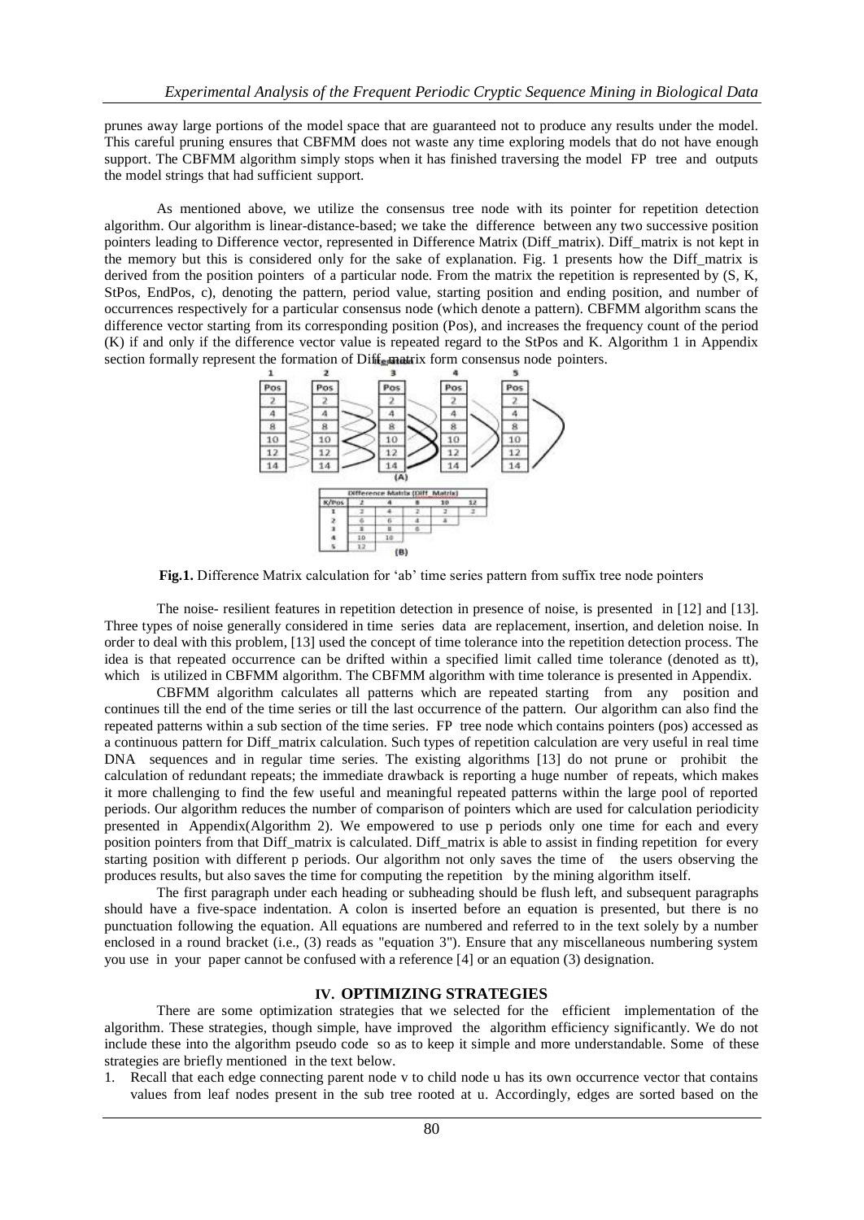prunes away large portions of the model space that are guaranteed not to produce any results under the model. This careful pruning ensures that CBFMM does not waste any time exploring models that do not have enough support. The CBFMM algorithm simply stops when it has finished traversing the model FP tree and outputs the model strings that had sufficient support.

As mentioned above, we utilize the consensus tree node with its pointer for repetition detection algorithm. Our algorithm is linear-distance-based; we take the difference between any two successive position pointers leading to Difference vector, represented in Difference Matrix (Diff_matrix). Diff_matrix is not kept in the memory but this is considered only for the sake of explanation. Fig. 1 presents how the Diff_matrix is derived from the position pointers of a particular node. From the matrix the repetition is represented by (S, K, StPos, EndPos, c), denoting the pattern, period value, starting position and ending position, and number of occurrences respectively for a particular consensus node (which denote a pattern). CBFMM algorithm scans the difference vector starting from its corresponding position (Pos), and increases the frequency count of the period (K) if and only if the difference vector value is repeated regard to the StPos and K. Algorithm 1 in Appendix section formally represent the formation of Diff_matrix form consensus node pointers.

| 1 Pos | 2 Pos | 3 Pos | 4 Pos | 5 Pos |
|---|---|---|---|---|
| 2 | 2 | 2 | 2 | 2 |
| 4 | 4 | 4 | 4 | 4 |
| 8 | 8 | 8 | 8 | 8 |
| 10 | 10 | 10 | 10 | 10 |
| 12 | 12 | 12 | 12 | 12 |
| 14 | 14 | 14 | 14 | 14 |

(A)

Difference Matrix (Diff_Matrix)

| K/Pos | 2 | 4 | 8 | 10 | 12 |
|---|---|---|---|---|---|
| 1 | 2 | 4 | 2 | 2 | 2 |
| 2 | 6 | 6 | 4 | 4 | |
| 3 | 8 | 8 | 6 | | |
| 4 | 10 | 10 | | | |
| 5 | 12 | | | | |

(B)

**Fig.1.** Difference Matrix calculation for 'ab' time series pattern from suffix tree node pointers

The noise- resilient features in repetition detection in presence of noise, is presented in [12] and [13]. Three types of noise generally considered in time series data are replacement, insertion, and deletion noise. In order to deal with this problem, [13] used the concept of time tolerance into the repetition detection process. The idea is that repeated occurrence can be drifted within a specified limit called time tolerance (denoted as tt), which is utilized in CBFMM algorithm. The CBFMM algorithm with time tolerance is presented in Appendix.

CBFMM algorithm calculates all patterns which are repeated starting from any position and continues till the end of the time series or till the last occurrence of the pattern. Our algorithm can also find the repeated patterns within a sub section of the time series. FP tree node which contains pointers (pos) accessed as a continuous pattern for Diff_matrix calculation. Such types of repetition calculation are very useful in real time DNA sequences and in regular time series. The existing algorithms [13] do not prune or prohibit the calculation of redundant repeats; the immediate drawback is reporting a huge number of repeats, which makes it more challenging to find the few useful and meaningful repeated patterns within the large pool of reported periods. Our algorithm reduces the number of comparison of pointers which are used for calculation periodicity presented in Appendix(Algorithm 2). We empowered to use p periods only one time for each and every position pointers from that Diff_matrix is calculated. Diff_matrix is able to assist in finding repetition for every starting position with different p periods. Our algorithm not only saves the time of the users observing the produces results, but also saves the time for computing the repetition by the mining algorithm itself.

The first paragraph under each heading or subheading should be flush left, and subsequent paragraphs should have a five-space indentation. A colon is inserted before an equation is presented, but there is no punctuation following the equation. All equations are numbered and referred to in the text solely by a number enclosed in a round bracket (i.e., (3) reads as "equation 3"). Ensure that any miscellaneous numbering system you use in your paper cannot be confused with a reference [4] or an equation (3) designation.

## IV. OPTIMIZING STRATEGIES

There are some optimization strategies that we selected for the efficient implementation of the algorithm. These strategies, though simple, have improved the algorithm efficiency significantly. We do not include these into the algorithm pseudo code so as to keep it simple and more understandable. Some of these strategies are briefly mentioned in the text below.

1. Recall that each edge connecting parent node v to child node u has its own occurrence vector that contains values from leaf nodes present in the sub tree rooted at u. Accordingly, edges are sorted based on the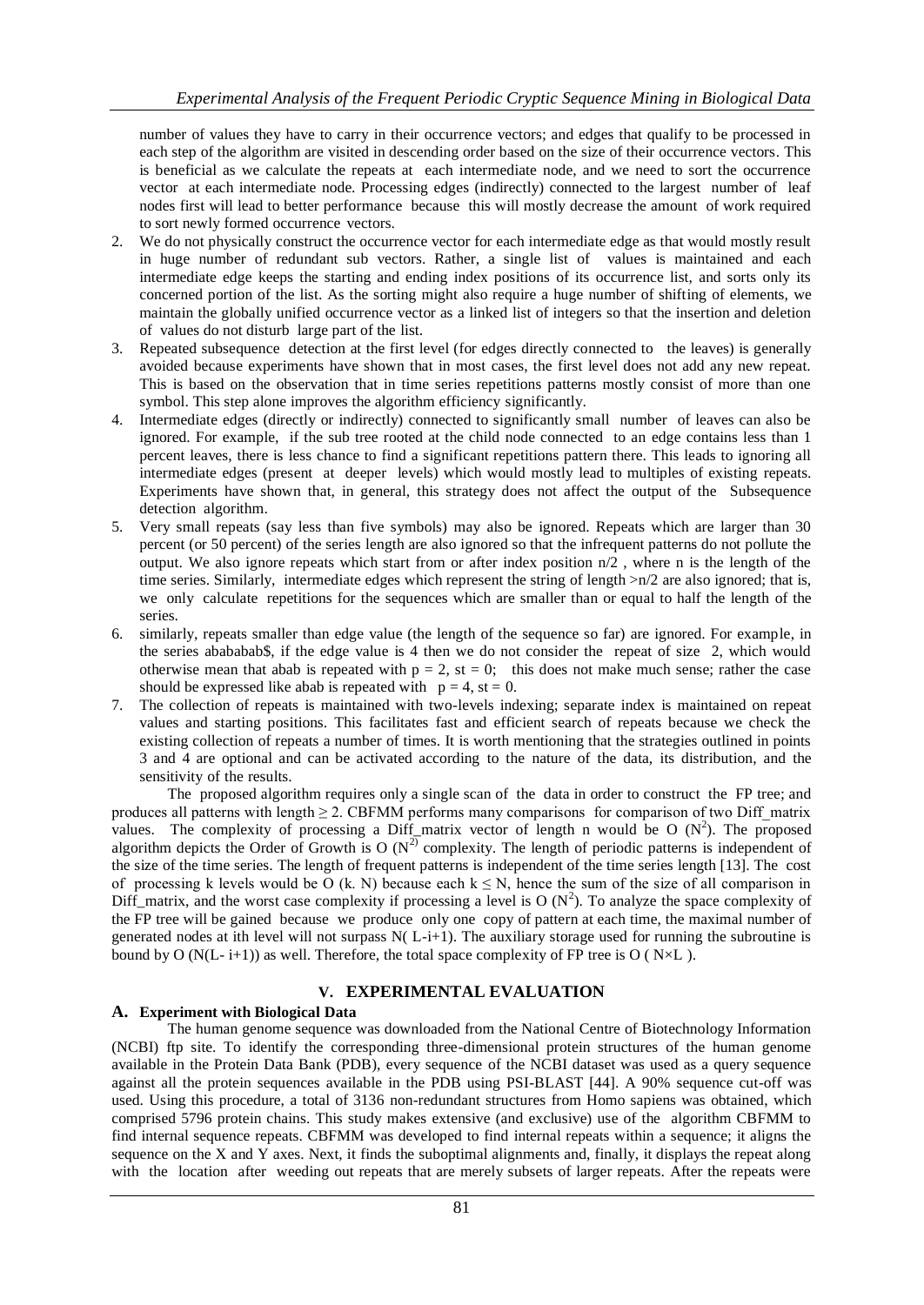number of values they have to carry in their occurrence vectors; and edges that qualify to be processed in each step of the algorithm are visited in descending order based on the size of their occurrence vectors. This is beneficial as we calculate the repeats at each intermediate node, and we need to sort the occurrence vector at each intermediate node. Processing edges (indirectly) connected to the largest number of leaf nodes first will lead to better performance because this will mostly decrease the amount of work required to sort newly formed occurrence vectors.

2. We do not physically construct the occurrence vector for each intermediate edge as that would mostly result in huge number of redundant sub vectors. Rather, a single list of values is maintained and each intermediate edge keeps the starting and ending index positions of its occurrence list, and sorts only its concerned portion of the list. As the sorting might also require a huge number of shifting of elements, we maintain the globally unified occurrence vector as a linked list of integers so that the insertion and deletion of values do not disturb large part of the list.
3. Repeated subsequence detection at the first level (for edges directly connected to the leaves) is generally avoided because experiments have shown that in most cases, the first level does not add any new repeat. This is based on the observation that in time series repetitions patterns mostly consist of more than one symbol. This step alone improves the algorithm efficiency significantly.
4. Intermediate edges (directly or indirectly) connected to significantly small number of leaves can also be ignored. For example, if the sub tree rooted at the child node connected to an edge contains less than 1 percent leaves, there is less chance to find a significant repetitions pattern there. This leads to ignoring all intermediate edges (present at deeper levels) which would mostly lead to multiples of existing repeats. Experiments have shown that, in general, this strategy does not affect the output of the Subsequence detection algorithm.
5. Very small repeats (say less than five symbols) may also be ignored. Repeats which are larger than 30 percent (or 50 percent) of the series length are also ignored so that the infrequent patterns do not pollute the output. We also ignore repeats which start from or after index position $n/2$ , where n is the length of the time series. Similarly, intermediate edges which represent the string of length $>n/2$ are also ignored; that is, we only calculate repetitions for the sequences which are smaller than or equal to half the length of the series.
6. similarly, repeats smaller than edge value (the length of the sequence so far) are ignored. For example, in the series abababab$, if the edge value is 4 then we do not consider the repeat of size 2, which would otherwise mean that abab is repeated with $p = 2$, $st = 0$; this does not make much sense; rather the case should be expressed like abab is repeated with $p = 4$, $st = 0$.
7. The collection of repeats is maintained with two-levels indexing; separate index is maintained on repeat values and starting positions. This facilitates fast and efficient search of repeats because we check the existing collection of repeats a number of times. It is worth mentioning that the strategies outlined in points 3 and 4 are optional and can be activated according to the nature of the data, its distribution, and the sensitivity of the results.

The proposed algorithm requires only a single scan of the data in order to construct the FP tree; and produces all patterns with length $\geq 2$. CBFMM performs many comparisons for comparison of two Diff_matrix values. The complexity of processing a Diff_matrix vector of length n would be $O(N^2)$. The proposed algorithm depicts the Order of Growth is $O(N^{2})$ complexity. The length of periodic patterns is independent of the size of the time series. The length of frequent patterns is independent of the time series length [13]. The cost of processing k levels would be $O(k. N)$ because each $k \leq N$, hence the sum of the size of all comparison in Diff_matrix, and the worst case complexity if processing a level is $O(N^2)$. To analyze the space complexity of the FP tree will be gained because we produce only one copy of pattern at each time, the maximal number of generated nodes at ith level will not surpass $N(L-i+1)$. The auxiliary storage used for running the subroutine is bound by $O(N(L-i+1))$ as well. Therefore, the total space complexity of FP tree is $O(N \times L)$.

## V. EXPERIMENTAL EVALUATION

### A. Experiment with Biological Data

The human genome sequence was downloaded from the National Centre of Biotechnology Information (NCBI) ftp site. To identify the corresponding three-dimensional protein structures of the human genome available in the Protein Data Bank (PDB), every sequence of the NCBI dataset was used as a query sequence against all the protein sequences available in the PDB using PSI-BLAST [44]. A 90% sequence cut-off was used. Using this procedure, a total of 3136 non-redundant structures from Homo sapiens was obtained, which comprised 5796 protein chains. This study makes extensive (and exclusive) use of the algorithm CBFMM to find internal sequence repeats. CBFMM was developed to find internal repeats within a sequence; it aligns the sequence on the X and Y axes. Next, it finds the suboptimal alignments and, finally, it displays the repeat along with the location after weeding out repeats that are merely subsets of larger repeats. After the repeats were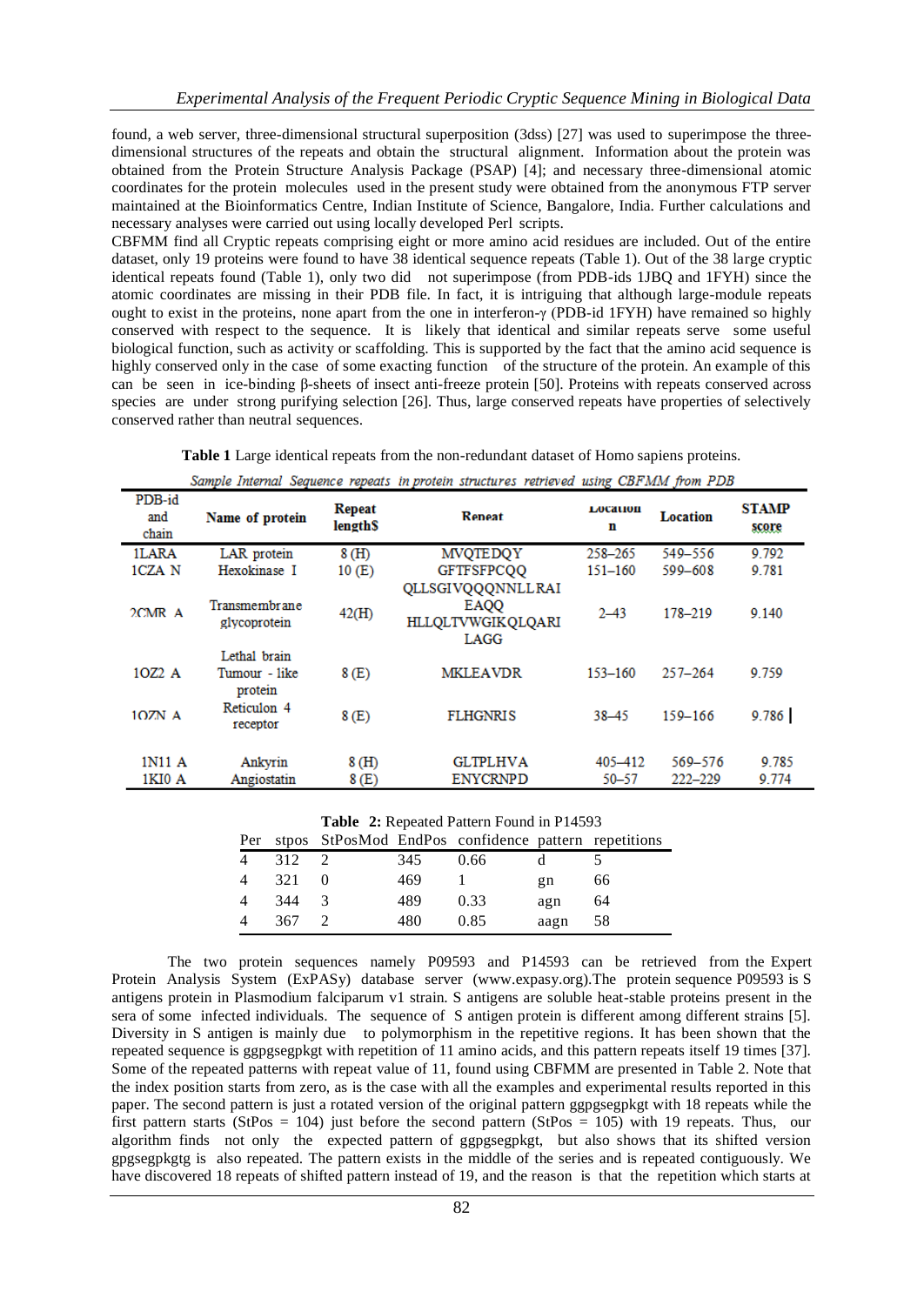found, a web server, three-dimensional structural superposition (3dss) [27] was used to superimpose the three-dimensional structures of the repeats and obtain the structural alignment. Information about the protein was obtained from the Protein Structure Analysis Package (PSAP) [4]; and necessary three-dimensional atomic coordinates for the protein molecules used in the present study were obtained from the anonymous FTP server maintained at the Bioinformatics Centre, Indian Institute of Science, Bangalore, India. Further calculations and necessary analyses were carried out using locally developed Perl scripts.

CBFMM find all Cryptic repeats comprising eight or more amino acid residues are included. Out of the entire dataset, only 19 proteins were found to have 38 identical sequence repeats (Table 1). Out of the 38 large cryptic identical repeats found (Table 1), only two did not superimpose (from PDB-ids 1JBQ and 1FYH) since the atomic coordinates are missing in their PDB file. In fact, it is intriguing that although large-module repeats ought to exist in the proteins, none apart from the one in interferon-γ (PDB-id 1FYH) have remained so highly conserved with respect to the sequence. It is likely that identical and similar repeats serve some useful biological function, such as activity or scaffolding. This is supported by the fact that the amino acid sequence is highly conserved only in the case of some exacting function of the structure of the protein. An example of this can be seen in ice-binding β-sheets of insect anti-freeze protein [50]. Proteins with repeats conserved across species are under strong purifying selection [26]. Thus, large conserved repeats have properties of selectively conserved rather than neutral sequences.

**Table 1** Large identical repeats from the non-redundant dataset of Homo sapiens proteins.

*Sample Internal Sequence repeats in protein structures retrieved using CBFMM from PDB*

| PDB-id and chain | Name of protein | Repeat length$ | Repeat | Location | Location | STAMP score |
|---|---|---|---|---|---|---|
| 1LARA | LAR protein | 8 (H) | MVQTEDQY | 258–265 | 549–556 | 9.792 |
| 1CZA N | Hexokinase I | 10 (E) | GFTFSFPCQQ | 151–160 | 599–608 | 9.781 |
| 2CMR A | Transmembrane glycoprotein | 42(H) | QLLSGIVQQQNNLLRAI EAQQ HLLQLTVWGIKQLQARI LAGG | 2–43 | 178–219 | 9.140 |
| 1OZ2 A | Lethal brain Tumour - like protein | 8 (E) | MKLEAVDR | 153–160 | 257–264 | 9.759 |
| 1OZN A | Reticulon 4 receptor | 8 (E) | FLHGNRIS | 38–45 | 159–166 | 9.786 |
| 1N11 A | Ankyrin | 8 (H) | GLTPLHVA | 405–412 | 569–576 | 9.785 |
| 1KI0 A | Angiostatin | 8 (E) | ENYCRNPD | 50–57 | 222–229 | 9.774 |

**Table 2:** Repeated Pattern Found in P14593

| Per | stpos | StPosMod | EndPos | confidence | pattern | repetitions |
|---|---|---|---|---|---|---|
| 4 | 312 | 2 | 345 | 0.66 | d | 5 |
| 4 | 321 | 0 | 469 | 1 | gn | 66 |
| 4 | 344 | 3 | 489 | 0.33 | agn | 64 |
| 4 | 367 | 2 | 480 | 0.85 | aagn | 58 |

The two protein sequences namely P09593 and P14593 can be retrieved from the Expert Protein Analysis System (ExPASy) database server (www.expasy.org).The protein sequence P09593 is S antigens protein in Plasmodium falciparum v1 strain. S antigens are soluble heat-stable proteins present in the sera of some infected individuals. The sequence of S antigen protein is different among different strains [5]. Diversity in S antigen is mainly due to polymorphism in the repetitive regions. It has been shown that the repeated sequence is ggpgsegpkgt with repetition of 11 amino acids, and this pattern repeats itself 19 times [37]. Some of the repeated patterns with repeat value of 11, found using CBFMM are presented in Table 2. Note that the index position starts from zero, as is the case with all the examples and experimental results reported in this paper. The second pattern is just a rotated version of the original pattern ggpgsegpkgt with 18 repeats while the first pattern starts (StPos = 104) just before the second pattern (StPos = 105) with 19 repeats. Thus, our algorithm finds not only the expected pattern of ggpgsegpkgt, but also shows that its shifted version gpgsegpkgtg is also repeated. The pattern exists in the middle of the series and is repeated contiguously. We have discovered 18 repeats of shifted pattern instead of 19, and the reason is that the repetition which starts at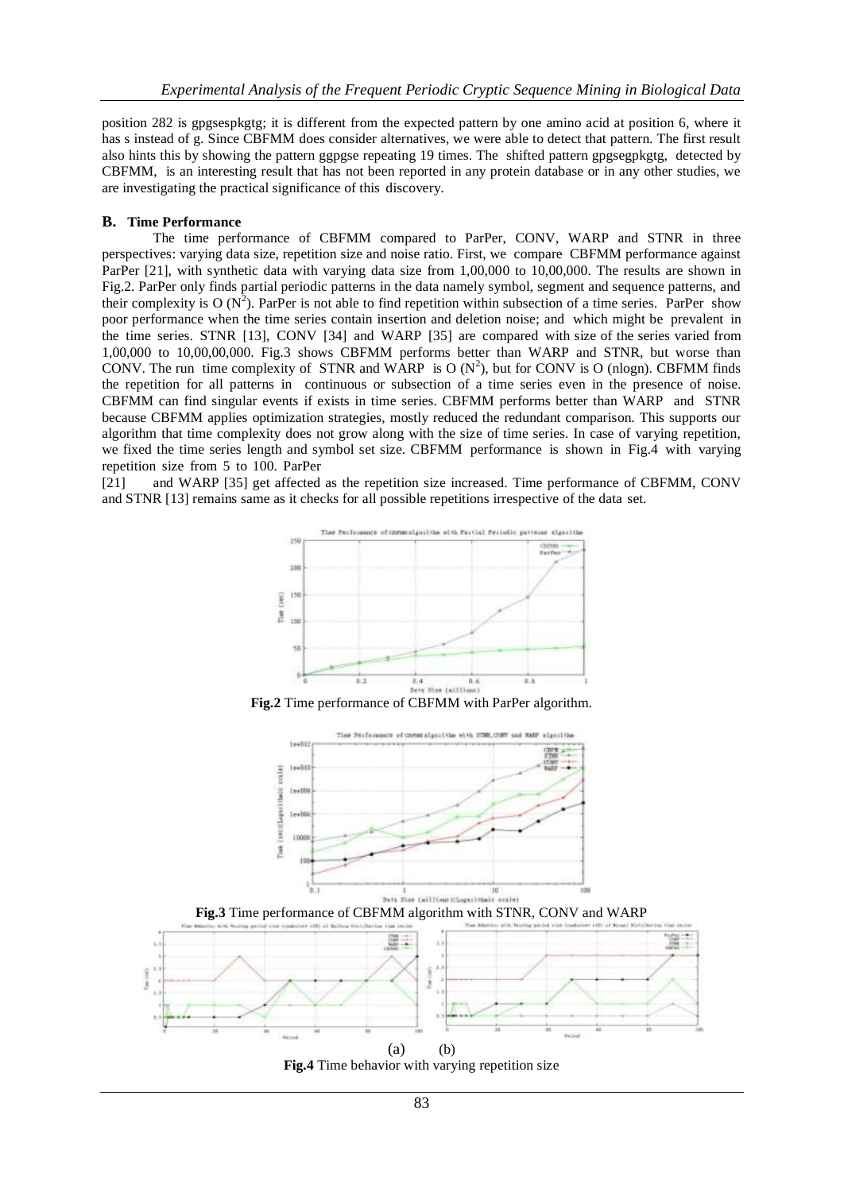position 282 is gpgsespkgtg; it is different from the expected pattern by one amino acid at position 6, where it has s instead of g. Since CBFMM does consider alternatives, we were able to detect that pattern. The first result also hints this by showing the pattern ggpgse repeating 19 times. The shifted pattern gpgsegpkgtg, detected by CBFMM, is an interesting result that has not been reported in any protein database or in any other studies, we are investigating the practical significance of this discovery.

## B. Time Performance

The time performance of CBFMM compared to ParPer, CONV, WARP and STNR in three perspectives: varying data size, repetition size and noise ratio. First, we compare CBFMM performance against ParPer [21], with synthetic data with varying data size from 1,00,000 to 10,00,000. The results are shown in Fig.2. ParPer only finds partial periodic patterns in the data namely symbol, segment and sequence patterns, and their complexity is O ($N^2$). ParPer is not able to find repetition within subsection of a time series. ParPer show poor performance when the time series contain insertion and deletion noise; and which might be prevalent in the time series. STNR [13], CONV [34] and WARP [35] are compared with size of the series varied from 1,00,000 to 10,00,00,000. Fig.3 shows CBFMM performs better than WARP and STNR, but worse than CONV. The run time complexity of STNR and WARP is O ($N^2$), but for CONV is O (nlogn). CBFMM finds the repetition for all patterns in continuous or subsection of a time series even in the presence of noise. CBFMM can find singular events if exists in time series. CBFMM performs better than WARP and STNR because CBFMM applies optimization strategies, mostly reduced the redundant comparison. This supports our algorithm that time complexity does not grow along with the size of time series. In case of varying repetition, we fixed the time series length and symbol set size. CBFMM performance is shown in Fig.4 with varying repetition size from 5 to 100. ParPer [21] and WARP [35] get affected as the repetition size increased. Time performance of CBFMM, CONV and STNR [13] remains same as it checks for all possible repetitions irrespective of the data set.

**Fig.2** Time performance of CBFMM with ParPer algorithm.

**Fig.3** Time performance of CBFMM algorithm with STNR, CONV and WARP

(a) (b)

**Fig.4** Time behavior with varying repetition size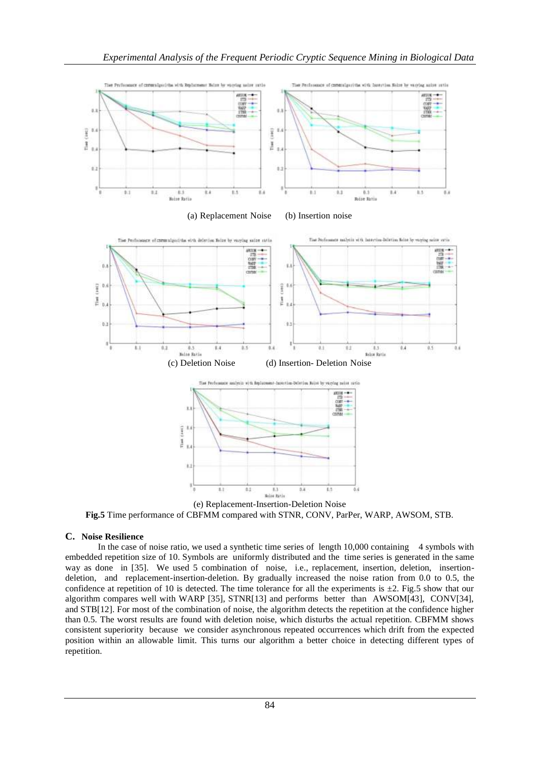(a) Replacement Noise (b) Insertion noise

(c) Deletion Noise (d) Insertion- Deletion Noise

(e) Replacement-Insertion-Deletion Noise

**Fig.5** Time performance of CBFMM compared with STNR, CONV, ParPer, WARP, AWSOM, STB.

## C. Noise Resilience

In the case of noise ratio, we used a synthetic time series of length 10,000 containing 4 symbols with embedded repetition size of 10. Symbols are uniformly distributed and the time series is generated in the same way as done in [35]. We used 5 combination of noise, i.e., replacement, insertion, deletion, insertion-deletion, and replacement-insertion-deletion. By gradually increased the noise ration from 0.0 to 0.5, the confidence at repetition of 10 is detected. The time tolerance for all the experiments is ±2. Fig.5 show that our algorithm compares well with WARP [35], STNR[13] and performs better than AWSOM[43], CONV[34], and STB[12]. For most of the combination of noise, the algorithm detects the repetition at the confidence higher than 0.5. The worst results are found with deletion noise, which disturbs the actual repetition. CBFMM shows consistent superiority because we consider asynchronous repeated occurrences which drift from the expected position within an allowable limit. This turns our algorithm a better choice in detecting different types of repetition.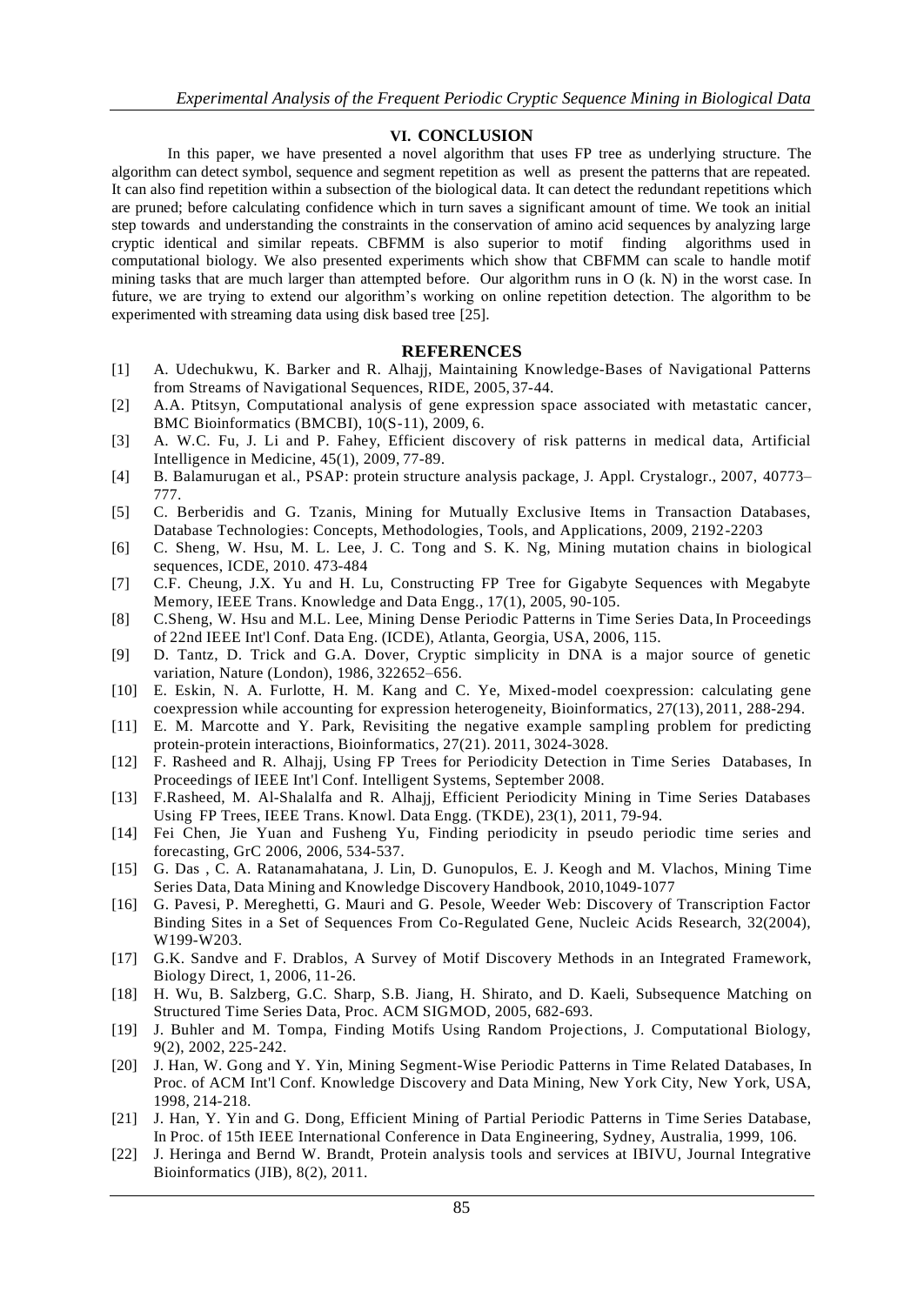## VI. CONCLUSION

In this paper, we have presented a novel algorithm that uses FP tree as underlying structure. The algorithm can detect symbol, sequence and segment repetition as well as present the patterns that are repeated. It can also find repetition within a subsection of the biological data. It can detect the redundant repetitions which are pruned; before calculating confidence which in turn saves a significant amount of time. We took an initial step towards and understanding the constraints in the conservation of amino acid sequences by analyzing large cryptic identical and similar repeats. CBFMM is also superior to motif finding algorithms used in computational biology. We also presented experiments which show that CBFMM can scale to handle motif mining tasks that are much larger than attempted before. Our algorithm runs in O (k. N) in the worst case. In future, we are trying to extend our algorithm's working on online repetition detection. The algorithm to be experimented with streaming data using disk based tree [25].

## REFERENCES

[1] A. Udechukwu, K. Barker and R. Alhajj, Maintaining Knowledge-Bases of Navigational Patterns from Streams of Navigational Sequences, RIDE, 2005, 37-44.

[2] A.A. Ptitsyn, Computational analysis of gene expression space associated with metastatic cancer, BMC Bioinformatics (BMCBI), 10(S-11), 2009, 6.

[3] A. W.C. Fu, J. Li and P. Fahey, Efficient discovery of risk patterns in medical data, Artificial Intelligence in Medicine, 45(1), 2009, 77-89.

[4] B. Balamurugan et al., PSAP: protein structure analysis package, J. Appl. Crystalogr., 2007, 40773–777.

[5] C. Berberidis and G. Tzanis, Mining for Mutually Exclusive Items in Transaction Databases, Database Technologies: Concepts, Methodologies, Tools, and Applications, 2009, 2192-2203

[6] C. Sheng, W. Hsu, M. L. Lee, J. C. Tong and S. K. Ng, Mining mutation chains in biological sequences, ICDE, 2010. 473-484

[7] C.F. Cheung, J.X. Yu and H. Lu, Constructing FP Tree for Gigabyte Sequences with Megabyte Memory, IEEE Trans. Knowledge and Data Engg., 17(1), 2005, 90-105.

[8] C.Sheng, W. Hsu and M.L. Lee, Mining Dense Periodic Patterns in Time Series Data, In Proceedings of 22nd IEEE Int'l Conf. Data Eng. (ICDE), Atlanta, Georgia, USA, 2006, 115.

[9] D. Tantz, D. Trick and G.A. Dover, Cryptic simplicity in DNA is a major source of genetic variation, Nature (London), 1986, 322652–656.

[10] E. Eskin, N. A. Furlotte, H. M. Kang and C. Ye, Mixed-model coexpression: calculating gene coexpression while accounting for expression heterogeneity, Bioinformatics, 27(13), 2011, 288-294.

[11] E. M. Marcotte and Y. Park, Revisiting the negative example sampling problem for predicting protein-protein interactions, Bioinformatics, 27(21). 2011, 3024-3028.

[12] F. Rasheed and R. Alhajj, Using FP Trees for Periodicity Detection in Time Series Databases, In Proceedings of IEEE Int'l Conf. Intelligent Systems, September 2008.

[13] F.Rasheed, M. Al-Shalalfa and R. Alhajj, Efficient Periodicity Mining in Time Series Databases Using FP Trees, IEEE Trans. Knowl. Data Engg. (TKDE), 23(1), 2011, 79-94.

[14] Fei Chen, Jie Yuan and Fusheng Yu, Finding periodicity in pseudo periodic time series and forecasting, GrC 2006, 2006, 534-537.

[15] G. Das , C. A. Ratanamahatana, J. Lin, D. Gunopulos, E. J. Keogh and M. Vlachos, Mining Time Series Data, Data Mining and Knowledge Discovery Handbook, 2010,1049-1077

[16] G. Pavesi, P. Mereghetti, G. Mauri and G. Pesole, Weeder Web: Discovery of Transcription Factor Binding Sites in a Set of Sequences From Co-Regulated Gene, Nucleic Acids Research, 32(2004), W199-W203.

[17] G.K. Sandve and F. Drablos, A Survey of Motif Discovery Methods in an Integrated Framework, Biology Direct, 1, 2006, 11-26.

[18] H. Wu, B. Salzberg, G.C. Sharp, S.B. Jiang, H. Shirato, and D. Kaeli, Subsequence Matching on Structured Time Series Data, Proc. ACM SIGMOD, 2005, 682-693.

[19] J. Buhler and M. Tompa, Finding Motifs Using Random Projections, J. Computational Biology, 9(2), 2002, 225-242.

[20] J. Han, W. Gong and Y. Yin, Mining Segment-Wise Periodic Patterns in Time Related Databases, In Proc. of ACM Int'l Conf. Knowledge Discovery and Data Mining, New York City, New York, USA, 1998, 214-218.

[21] J. Han, Y. Yin and G. Dong, Efficient Mining of Partial Periodic Patterns in Time Series Database, In Proc. of 15th IEEE International Conference in Data Engineering, Sydney, Australia, 1999, 106.

[22] J. Heringa and Bernd W. Brandt, Protein analysis tools and services at IBIVU, Journal Integrative Bioinformatics (JIB), 8(2), 2011.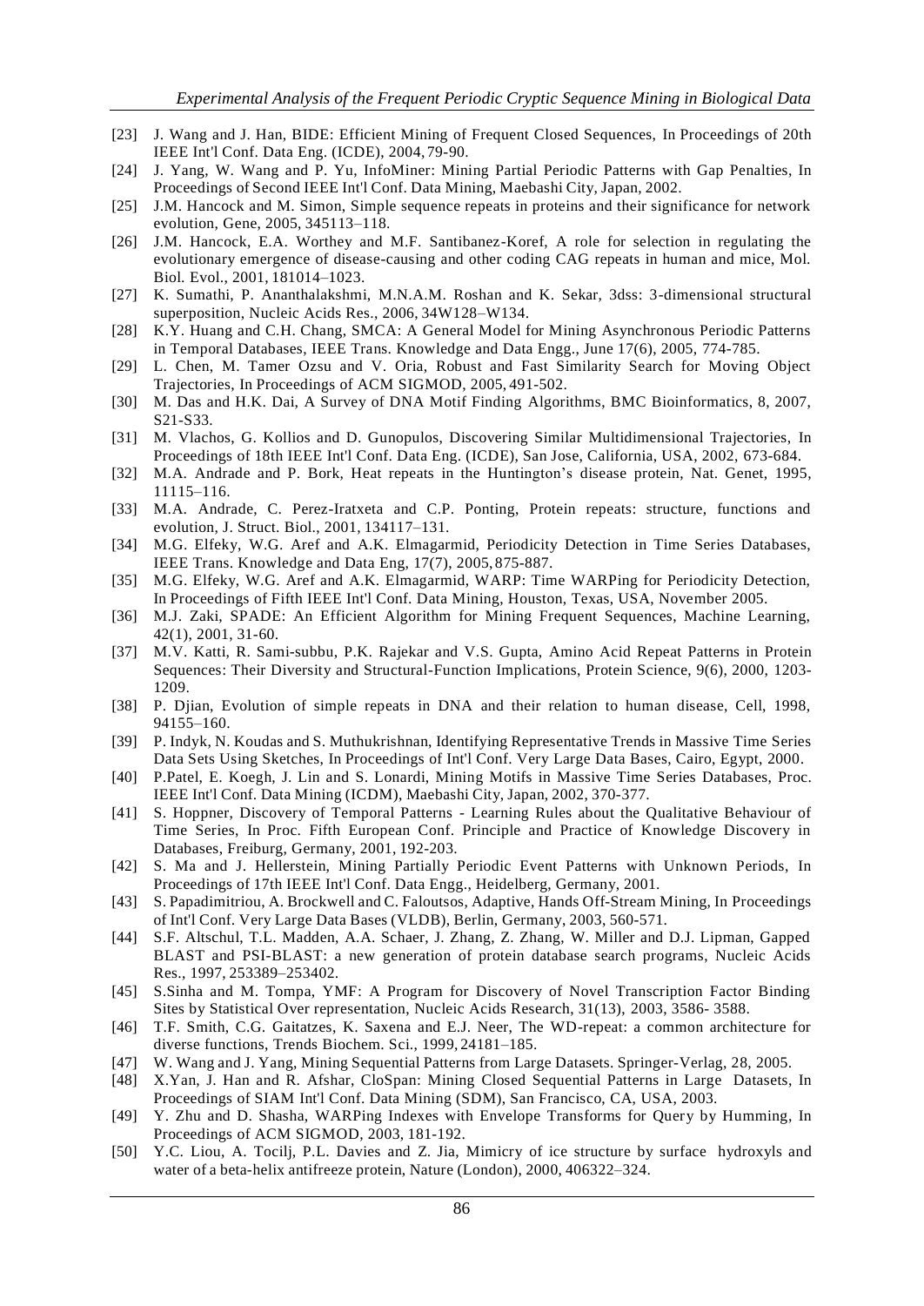[23] J. Wang and J. Han, BIDE: Efficient Mining of Frequent Closed Sequences, In Proceedings of 20th IEEE Int'l Conf. Data Eng. (ICDE), 2004, 79-90.

[24] J. Yang, W. Wang and P. Yu, InfoMiner: Mining Partial Periodic Patterns with Gap Penalties, In Proceedings of Second IEEE Int'l Conf. Data Mining, Maebashi City, Japan, 2002.

[25] J.M. Hancock and M. Simon, Simple sequence repeats in proteins and their significance for network evolution, Gene, 2005, 345113–118.

[26] J.M. Hancock, E.A. Worthey and M.F. Santibanez-Koref, A role for selection in regulating the evolutionary emergence of disease-causing and other coding CAG repeats in human and mice, Mol. Biol. Evol., 2001, 181014–1023.

[27] K. Sumathi, P. Ananthalakshmi, M.N.A.M. Roshan and K. Sekar, 3dss: 3-dimensional structural superposition, Nucleic Acids Res., 2006, 34W128–W134.

[28] K.Y. Huang and C.H. Chang, SMCA: A General Model for Mining Asynchronous Periodic Patterns in Temporal Databases, IEEE Trans. Knowledge and Data Engg., June 17(6), 2005, 774-785.

[29] L. Chen, M. Tamer Ozsu and V. Oria, Robust and Fast Similarity Search for Moving Object Trajectories, In Proceedings of ACM SIGMOD, 2005, 491-502.

[30] M. Das and H.K. Dai, A Survey of DNA Motif Finding Algorithms, BMC Bioinformatics, 8, 2007, S21-S33.

[31] M. Vlachos, G. Kollios and D. Gunopulos, Discovering Similar Multidimensional Trajectories, In Proceedings of 18th IEEE Int'l Conf. Data Eng. (ICDE), San Jose, California, USA, 2002, 673-684.

[32] M.A. Andrade and P. Bork, Heat repeats in the Huntington's disease protein, Nat. Genet, 1995, 11115–116.

[33] M.A. Andrade, C. Perez-Iratxeta and C.P. Ponting, Protein repeats: structure, functions and evolution, J. Struct. Biol., 2001, 134117–131.

[34] M.G. Elfeky, W.G. Aref and A.K. Elmagarmid, Periodicity Detection in Time Series Databases, IEEE Trans. Knowledge and Data Eng, 17(7), 2005, 875-887.

[35] M.G. Elfeky, W.G. Aref and A.K. Elmagarmid, WARP: Time WARPing for Periodicity Detection, In Proceedings of Fifth IEEE Int'l Conf. Data Mining, Houston, Texas, USA, November 2005.

[36] M.J. Zaki, SPADE: An Efficient Algorithm for Mining Frequent Sequences, Machine Learning, 42(1), 2001, 31-60.

[37] M.V. Katti, R. Sami-subbu, P.K. Rajekar and V.S. Gupta, Amino Acid Repeat Patterns in Protein Sequences: Their Diversity and Structural-Function Implications, Protein Science, 9(6), 2000, 1203-1209.

[38] P. Djian, Evolution of simple repeats in DNA and their relation to human disease, Cell, 1998, 94155–160.

[39] P. Indyk, N. Koudas and S. Muthukrishnan, Identifying Representative Trends in Massive Time Series Data Sets Using Sketches, In Proceedings of Int'l Conf. Very Large Data Bases, Cairo, Egypt, 2000.

[40] P.Patel, E. Koegh, J. Lin and S. Lonardi, Mining Motifs in Massive Time Series Databases, Proc. IEEE Int'l Conf. Data Mining (ICDM), Maebashi City, Japan, 2002, 370-377.

[41] S. Hoppner, Discovery of Temporal Patterns - Learning Rules about the Qualitative Behaviour of Time Series, In Proc. Fifth European Conf. Principle and Practice of Knowledge Discovery in Databases, Freiburg, Germany, 2001, 192-203.

[42] S. Ma and J. Hellerstein, Mining Partially Periodic Event Patterns with Unknown Periods, In Proceedings of 17th IEEE Int'l Conf. Data Engg., Heidelberg, Germany, 2001.

[43] S. Papadimitriou, A. Brockwell and C. Faloutsos, Adaptive, Hands Off-Stream Mining, In Proceedings of Int'l Conf. Very Large Data Bases (VLDB), Berlin, Germany, 2003, 560-571.

[44] S.F. Altschul, T.L. Madden, A.A. Schaer, J. Zhang, Z. Zhang, W. Miller and D.J. Lipman, Gapped BLAST and PSI-BLAST: a new generation of protein database search programs, Nucleic Acids Res., 1997, 253389–253402.

[45] S.Sinha and M. Tompa, YMF: A Program for Discovery of Novel Transcription Factor Binding Sites by Statistical Over representation, Nucleic Acids Research, 31(13), 2003, 3586- 3588.

[46] T.F. Smith, C.G. Gaitatzes, K. Saxena and E.J. Neer, The WD-repeat: a common architecture for diverse functions, Trends Biochem. Sci., 1999, 24181–185.

[47] W. Wang and J. Yang, Mining Sequential Patterns from Large Datasets. Springer-Verlag, 28, 2005.

[48] X.Yan, J. Han and R. Afshar, CloSpan: Mining Closed Sequential Patterns in Large Datasets, In Proceedings of SIAM Int'l Conf. Data Mining (SDM), San Francisco, CA, USA, 2003.

[49] Y. Zhu and D. Shasha, WARPing Indexes with Envelope Transforms for Query by Humming, In Proceedings of ACM SIGMOD, 2003, 181-192.

[50] Y.C. Liou, A. Tocilj, P.L. Davies and Z. Jia, Mimicry of ice structure by surface hydroxyls and water of a beta-helix antifreeze protein, Nature (London), 2000, 406322–324.